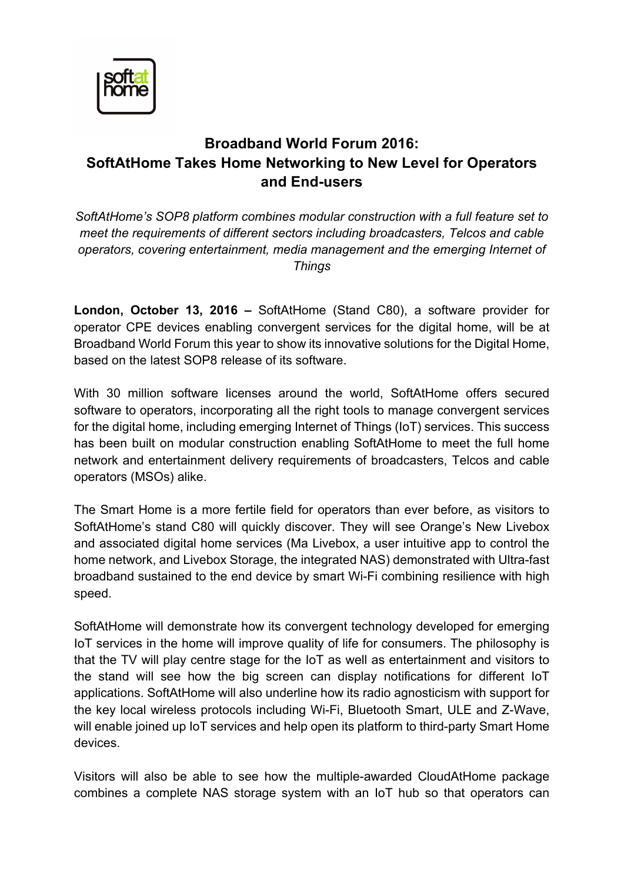# Broadband World Forum 2016:
# SoftAtHome Takes Home Networking to New Level for Operators and End-users

*SoftAtHome's SOP8 platform combines modular construction with a full feature set to meet the requirements of different sectors including broadcasters, Telcos and cable operators, covering entertainment, media management and the emerging Internet of Things*

**London, October 13, 2016 –** SoftAtHome (Stand C80), a software provider for operator CPE devices enabling convergent services for the digital home, will be at Broadband World Forum this year to show its innovative solutions for the Digital Home, based on the latest SOP8 release of its software.

With 30 million software licenses around the world, SoftAtHome offers secured software to operators, incorporating all the right tools to manage convergent services for the digital home, including emerging Internet of Things (IoT) services. This success has been built on modular construction enabling SoftAtHome to meet the full home network and entertainment delivery requirements of broadcasters, Telcos and cable operators (MSOs) alike.

The Smart Home is a more fertile field for operators than ever before, as visitors to SoftAtHome's stand C80 will quickly discover. They will see Orange's New Livebox and associated digital home services (Ma Livebox, a user intuitive app to control the home network, and Livebox Storage, the integrated NAS) demonstrated with Ultra-fast broadband sustained to the end device by smart Wi-Fi combining resilience with high speed.

SoftAtHome will demonstrate how its convergent technology developed for emerging IoT services in the home will improve quality of life for consumers. The philosophy is that the TV will play centre stage for the IoT as well as entertainment and visitors to the stand will see how the big screen can display notifications for different IoT applications. SoftAtHome will also underline how its radio agnosticism with support for the key local wireless protocols including Wi-Fi, Bluetooth Smart, ULE and Z-Wave, will enable joined up IoT services and help open its platform to third-party Smart Home devices.

Visitors will also be able to see how the multiple-awarded CloudAtHome package combines a complete NAS storage system with an IoT hub so that operators can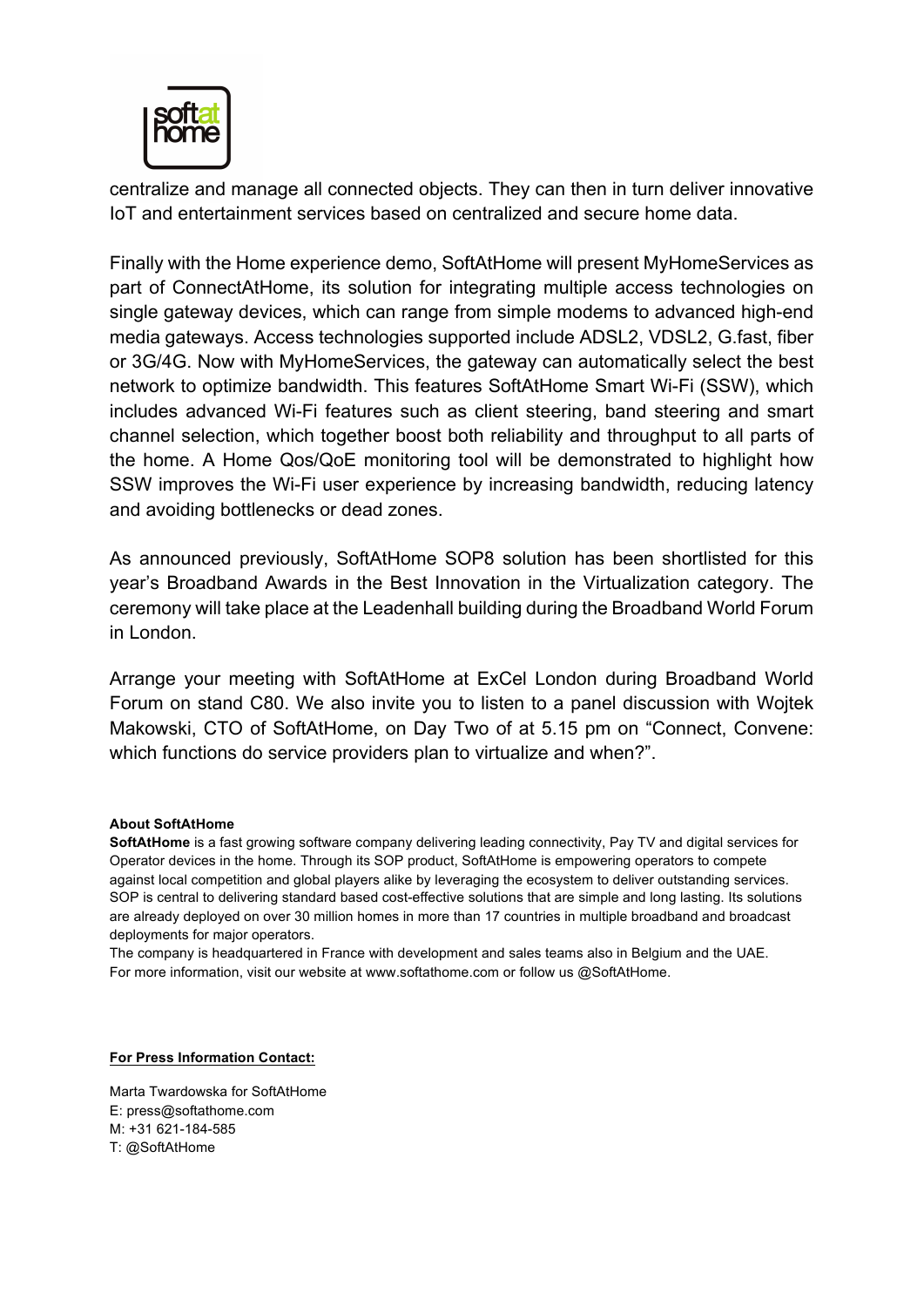centralize and manage all connected objects. They can then in turn deliver innovative IoT and entertainment services based on centralized and secure home data.

Finally with the Home experience demo, SoftAtHome will present MyHomeServices as part of ConnectAtHome, its solution for integrating multiple access technologies on single gateway devices, which can range from simple modems to advanced high-end media gateways. Access technologies supported include ADSL2, VDSL2, G.fast, fiber or 3G/4G. Now with MyHomeServices, the gateway can automatically select the best network to optimize bandwidth. This features SoftAtHome Smart Wi-Fi (SSW), which includes advanced Wi-Fi features such as client steering, band steering and smart channel selection, which together boost both reliability and throughput to all parts of the home. A Home Qos/QoE monitoring tool will be demonstrated to highlight how SSW improves the Wi-Fi user experience by increasing bandwidth, reducing latency and avoiding bottlenecks or dead zones.

As announced previously, SoftAtHome SOP8 solution has been shortlisted for this year's Broadband Awards in the Best Innovation in the Virtualization category. The ceremony will take place at the Leadenhall building during the Broadband World Forum in London.

Arrange your meeting with SoftAtHome at ExCel London during Broadband World Forum on stand C80. We also invite you to listen to a panel discussion with Wojtek Makowski, CTO of SoftAtHome, on Day Two of at 5.15 pm on "Connect, Convene: which functions do service providers plan to virtualize and when?".

**About SoftAtHome**

**SoftAtHome** is a fast growing software company delivering leading connectivity, Pay TV and digital services for Operator devices in the home. Through its SOP product, SoftAtHome is empowering operators to compete against local competition and global players alike by leveraging the ecosystem to deliver outstanding services. SOP is central to delivering standard based cost-effective solutions that are simple and long lasting. Its solutions are already deployed on over 30 million homes in more than 17 countries in multiple broadband and broadcast deployments for major operators.
The company is headquartered in France with development and sales teams also in Belgium and the UAE.
For more information, visit our website at www.softathome.com or follow us @SoftAtHome.

**For Press Information Contact:**

Marta Twardowska for SoftAtHome
E: press@softathome.com
M: +31 621-184-585
T: @SoftAtHome